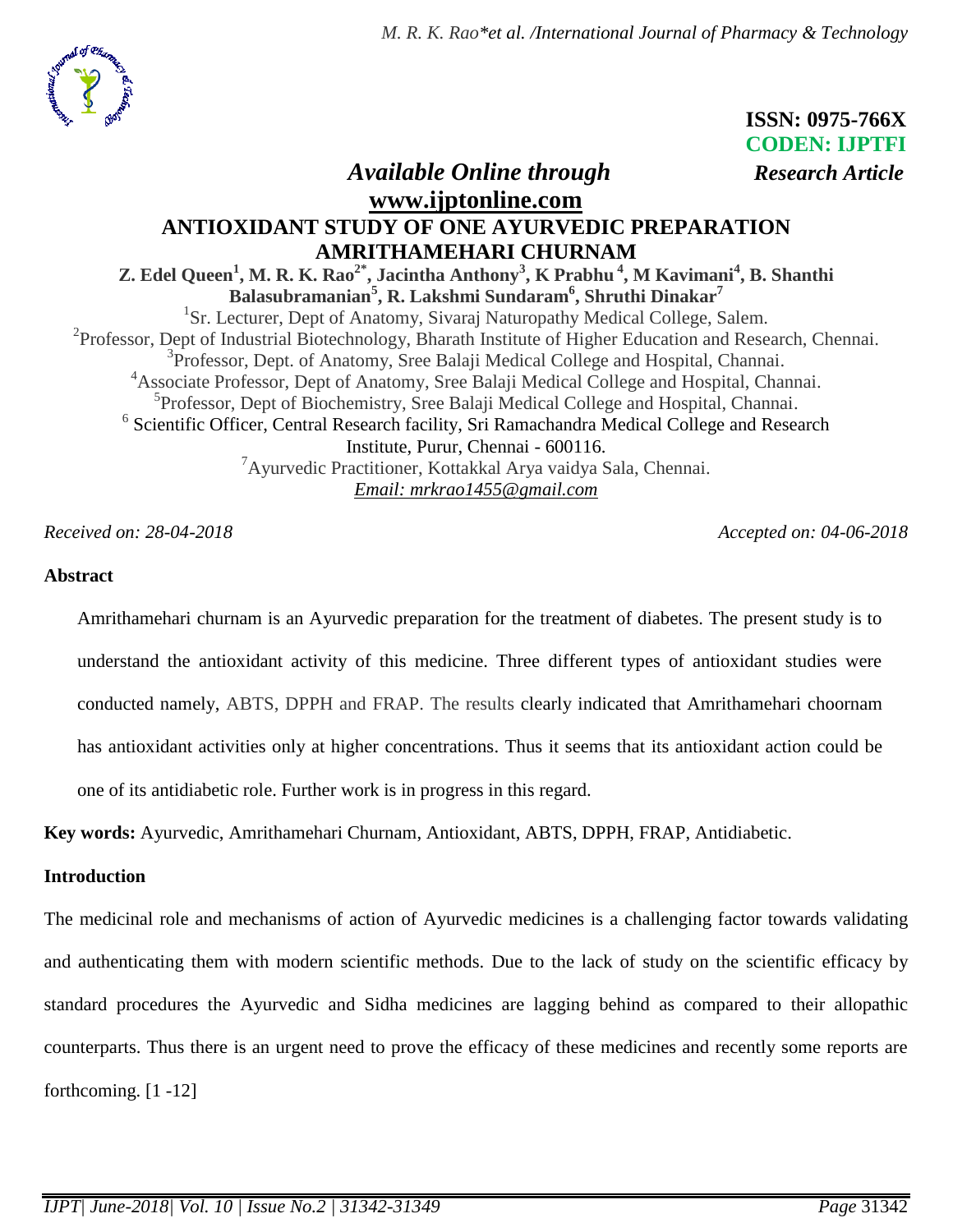ISSN: 0975-766X
CODEN: IJPTFI

*Available Online through* *Research Article*

**www.ijptonline.com**

# ANTIOXIDANT STUDY OF ONE AYURVEDIC PREPARATION AMRITHAMEHARI CHURNAM

**Z. Edel Queen[1], M. R. K. Rao[2*], Jacintha Anthony[3], K Prabhu[4], M Kavimani[4], B. Shanthi Balasubramanian[5], R. Lakshmi Sundaram[6], Shruthi Dinakar[7]**

[1]Sr. Lecturer, Dept of Anatomy, Sivaraj Naturopathy Medical College, Salem.
[2]Professor, Dept of Industrial Biotechnology, Bharath Institute of Higher Education and Research, Chennai.
[3]Professor, Dept. of Anatomy, Sree Balaji Medical College and Hospital, Channai.
[4]Associate Professor, Dept of Anatomy, Sree Balaji Medical College and Hospital, Channai.
[5]Professor, Dept of Biochemistry, Sree Balaji Medical College and Hospital, Channai.
[6] Scientific Officer, Central Research facility, Sri Ramachandra Medical College and Research Institute, Purur, Chennai - 600116.
[7]Ayurvedic Practitioner, Kottakkal Arya vaidya Sala, Chennai.
*Email: mrkrao1455@gmail.com*

*Received on: 28-04-2018* *Accepted on: 04-06-2018*

## Abstract

Amrithamehari churnam is an Ayurvedic preparation for the treatment of diabetes. The present study is to understand the antioxidant activity of this medicine. Three different types of antioxidant studies were conducted namely, ABTS, DPPH and FRAP. The results clearly indicated that Amrithamehari choornam has antioxidant activities only at higher concentrations. Thus it seems that its antioxidant action could be one of its antidiabetic role. Further work is in progress in this regard.

**Key words:** Ayurvedic, Amrithamehari Churnam, Antioxidant, ABTS, DPPH, FRAP, Antidiabetic.

## Introduction

The medicinal role and mechanisms of action of Ayurvedic medicines is a challenging factor towards validating and authenticating them with modern scientific methods. Due to the lack of study on the scientific efficacy by standard procedures the Ayurvedic and Sidha medicines are lagging behind as compared to their allopathic counterparts. Thus there is an urgent need to prove the efficacy of these medicines and recently some reports are forthcoming. [1 -12]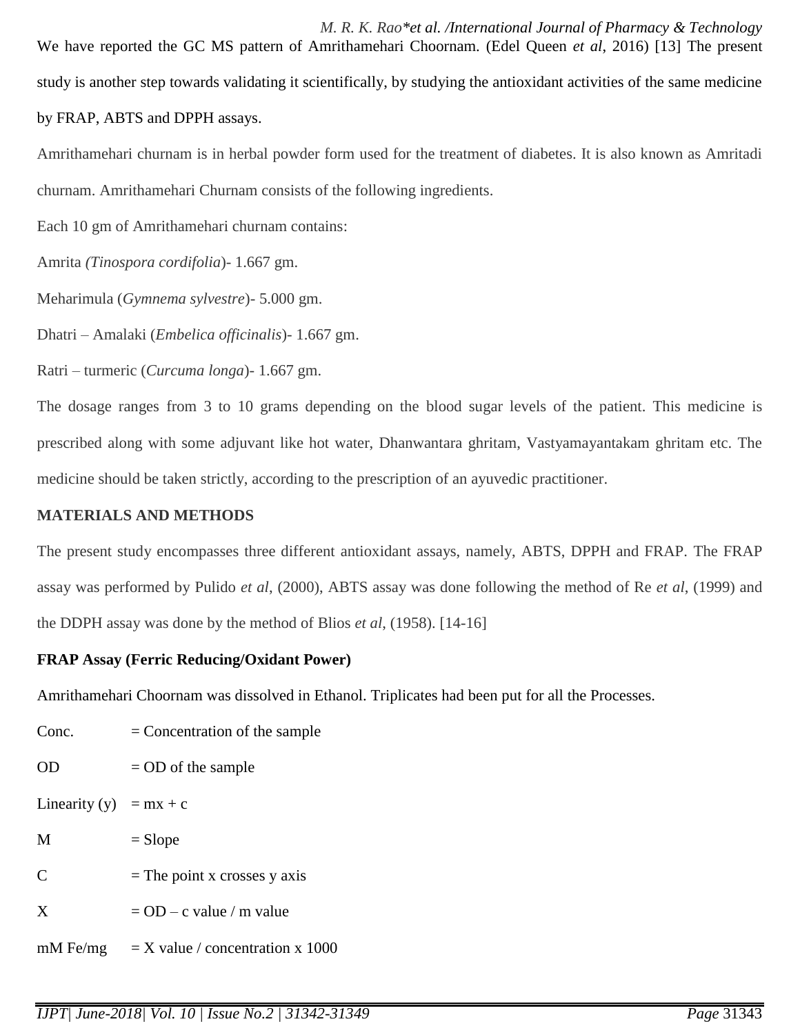We have reported the GC MS pattern of Amrithamehari Choornam. (Edel Queen *et al*, 2016) [13] The present study is another step towards validating it scientifically, by studying the antioxidant activities of the same medicine by FRAP, ABTS and DPPH assays.

Amrithamehari churnam is in herbal powder form used for the treatment of diabetes. It is also known as Amritadi churnam. Amrithamehari Churnam consists of the following ingredients.

Each 10 gm of Amrithamehari churnam contains:

Amrita *(Tinospora cordifolia*)- 1.667 gm.

Meharimula (*Gymnema sylvestre*)- 5.000 gm.

Dhatri – Amalaki (*Embelica officinalis*)- 1.667 gm.

Ratri – turmeric (*Curcuma longa*)- 1.667 gm.

The dosage ranges from 3 to 10 grams depending on the blood sugar levels of the patient. This medicine is prescribed along with some adjuvant like hot water, Dhanwantara ghritam, Vastyamayantakam ghritam etc. The medicine should be taken strictly, according to the prescription of an ayuvedic practitioner.

## MATERIALS AND METHODS

The present study encompasses three different antioxidant assays, namely, ABTS, DPPH and FRAP. The FRAP assay was performed by Pulido *et al*, (2000), ABTS assay was done following the method of Re *et al*, (1999) and the DDPH assay was done by the method of Blios *et al*, (1958). [14-16]

### FRAP Assay (Ferric Reducing/Oxidant Power)

Amrithamehari Choornam was dissolved in Ethanol. Triplicates had been put for all the Processes.

Conc. = Concentration of the sample

OD = OD of the sample

Linearity (y) = mx + c

M = Slope

C = The point x crosses y axis

X = OD – c value / m value

mM Fe/mg = X value / concentration x 1000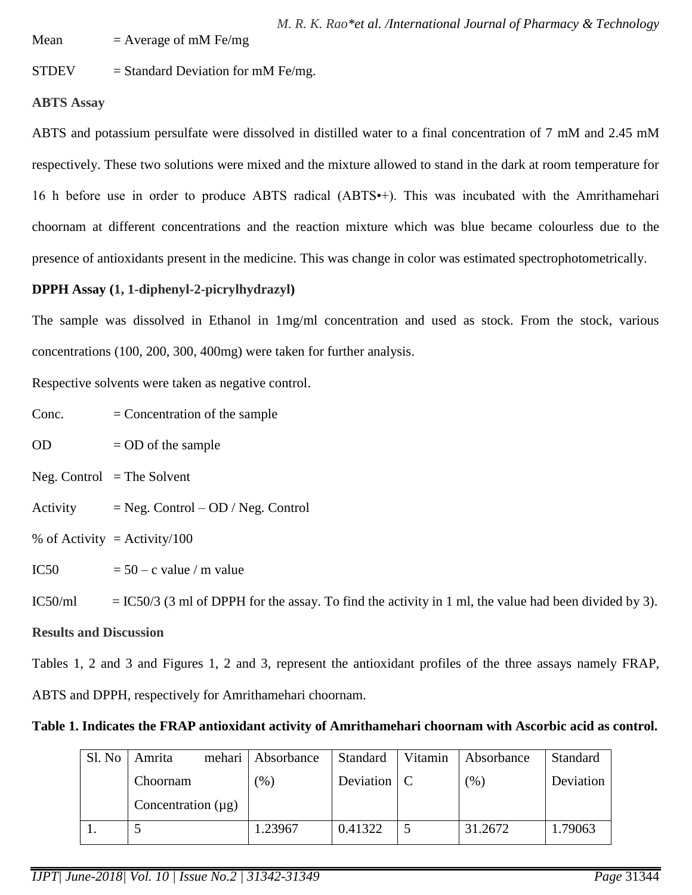Mean = Average of mM Fe/mg

STDEV = Standard Deviation for mM Fe/mg.

**ABTS Assay**

ABTS and potassium persulfate were dissolved in distilled water to a final concentration of 7 mM and 2.45 mM respectively. These two solutions were mixed and the mixture allowed to stand in the dark at room temperature for 16 h before use in order to produce ABTS radical (ABTS•+). This was incubated with the Amrithamehari choornam at different concentrations and the reaction mixture which was blue became colourless due to the presence of antioxidants present in the medicine. This was change in color was estimated spectrophotometrically.

**DPPH Assay (1, 1-diphenyl-2-picrylhydrazyl)**

The sample was dissolved in Ethanol in 1mg/ml concentration and used as stock. From the stock, various concentrations (100, 200, 300, 400mg) were taken for further analysis.

Respective solvents were taken as negative control.

Conc. = Concentration of the sample

OD = OD of the sample

Neg. Control = The Solvent

Activity = Neg. Control – OD / Neg. Control

% of Activity = Activity/100

IC50 = 50 – c value / m value

IC50/ml = IC50/3 (3 ml of DPPH for the assay. To find the activity in 1 ml, the value had been divided by 3).

**Results and Discussion**

Tables 1, 2 and 3 and Figures 1, 2 and 3, represent the antioxidant profiles of the three assays namely FRAP, ABTS and DPPH, respectively for Amrithamehari choornam.

**Table 1. Indicates the FRAP antioxidant activity of Amrithamehari choornam with Ascorbic acid as control.**

| Sl. No | Amrita mehari Choornam Concentration (µg) | Absorbance (%) | Standard Deviation | Vitamin C | Absorbance (%) | Standard Deviation |
|---|---|---|---|---|---|---|
| 1. | 5 | 1.23967 | 0.41322 | 5 | 31.2672 | 1.79063 |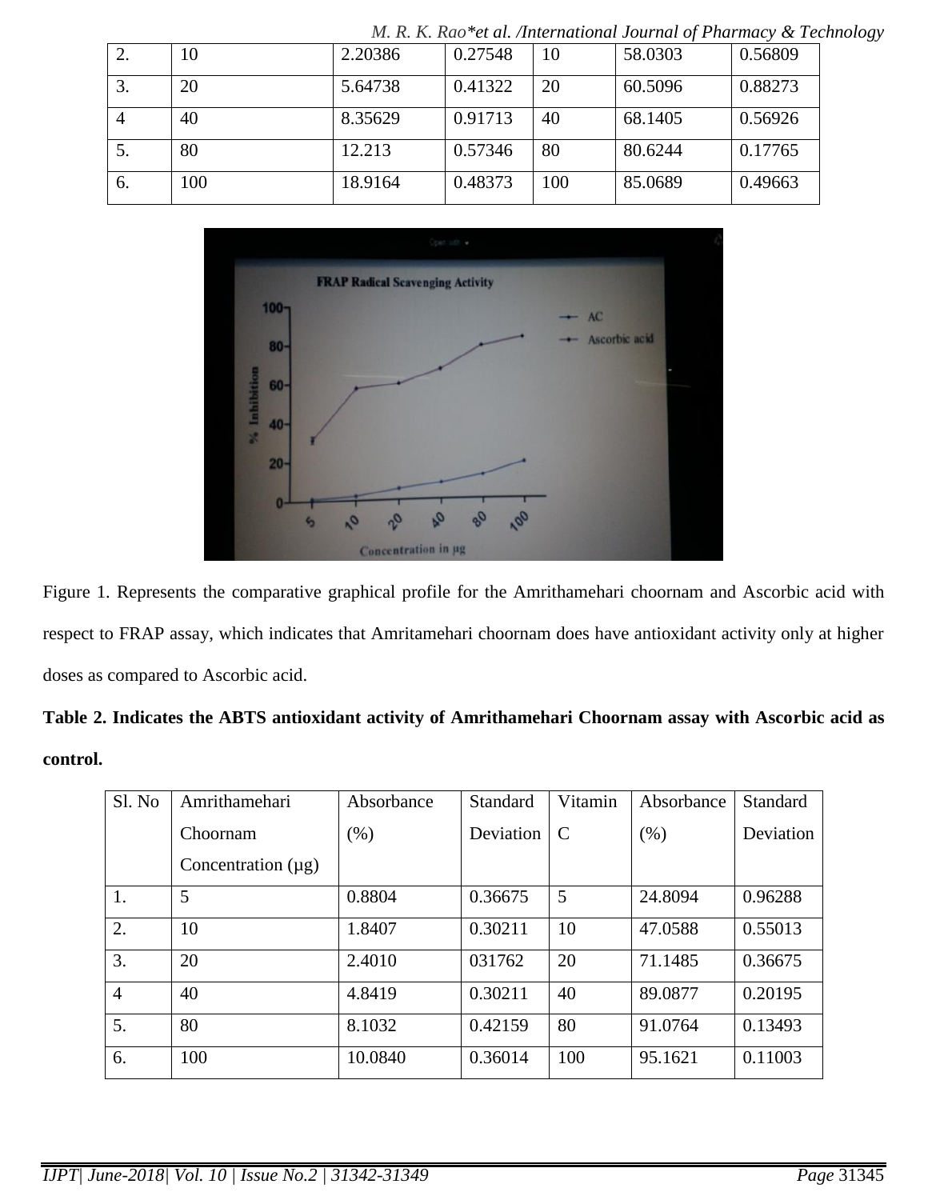| 2. | 10 | 2.20386 | 0.27548 | 10 | 58.0303 | 0.56809 |
|---|---|---|---|---|---|---|
| 3. | 20 | 5.64738 | 0.41322 | 20 | 60.5096 | 0.88273 |
| 4 | 40 | 8.35629 | 0.91713 | 40 | 68.1405 | 0.56926 |
| 5. | 80 | 12.213 | 0.57346 | 80 | 80.6244 | 0.17765 |
| 6. | 100 | 18.9164 | 0.48373 | 100 | 85.0689 | 0.49663 |

Figure 1. Represents the comparative graphical profile for the Amrithamehari choornam and Ascorbic acid with respect to FRAP assay, which indicates that Amritamehari choornam does have antioxidant activity only at higher doses as compared to Ascorbic acid.

**Table 2. Indicates the ABTS antioxidant activity of Amrithamehari Choornam assay with Ascorbic acid as control.**

| Sl. No | Amrithamehari Choornam Concentration (µg) | Absorbance (%) | Standard Deviation | Vitamin C | Absorbance (%) | Standard Deviation |
|---|---|---|---|---|---|---|
| 1. | 5 | 0.8804 | 0.36675 | 5 | 24.8094 | 0.96288 |
| 2. | 10 | 1.8407 | 0.30211 | 10 | 47.0588 | 0.55013 |
| 3. | 20 | 2.4010 | 031762 | 20 | 71.1485 | 0.36675 |
| 4 | 40 | 4.8419 | 0.30211 | 40 | 89.0877 | 0.20195 |
| 5. | 80 | 8.1032 | 0.42159 | 80 | 91.0764 | 0.13493 |
| 6. | 100 | 10.0840 | 0.36014 | 100 | 95.1621 | 0.11003 |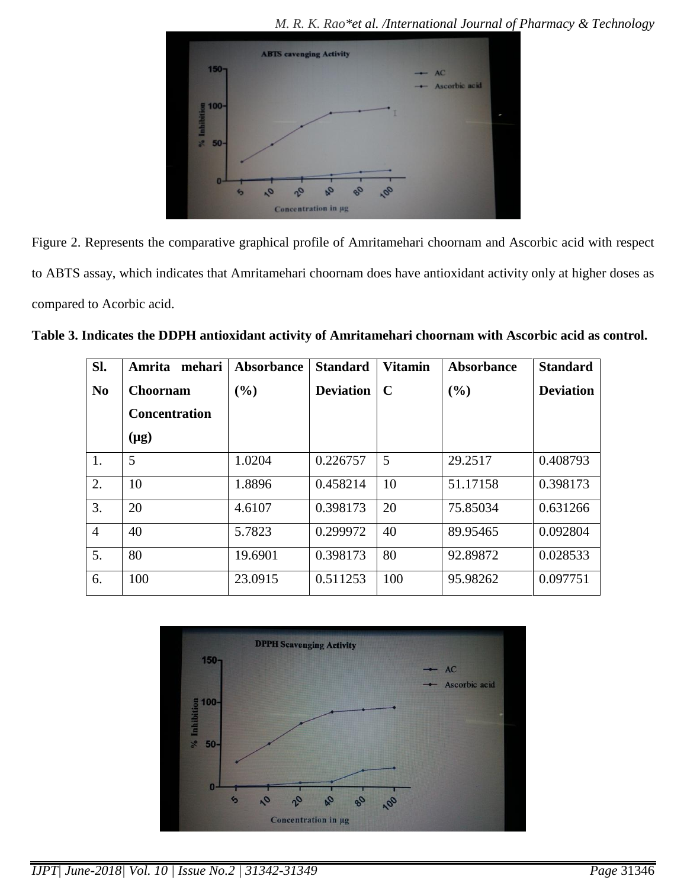Figure 2. Represents the comparative graphical profile of Amritamehari choornam and Ascorbic acid with respect to ABTS assay, which indicates that Amritamehari choornam does have antioxidant activity only at higher doses as compared to Acorbic acid.

**Table 3. Indicates the DDPH antioxidant activity of Amritamehari choornam with Ascorbic acid as control.**

| Sl. No | Amrita mehari Choornam Concentration (µg) | Absorbance (%) | Standard Deviation | Vitamin C | Absorbance (%) | Standard Deviation |
|---|---|---|---|---|---|---|
| 1. | 5 | 1.0204 | 0.226757 | 5 | 29.2517 | 0.408793 |
| 2. | 10 | 1.8896 | 0.458214 | 10 | 51.17158 | 0.398173 |
| 3. | 20 | 4.6107 | 0.398173 | 20 | 75.85034 | 0.631266 |
| 4 | 40 | 5.7823 | 0.299972 | 40 | 89.95465 | 0.092804 |
| 5. | 80 | 19.6901 | 0.398173 | 80 | 92.89872 | 0.028533 |
| 6. | 100 | 23.0915 | 0.511253 | 100 | 95.98262 | 0.097751 |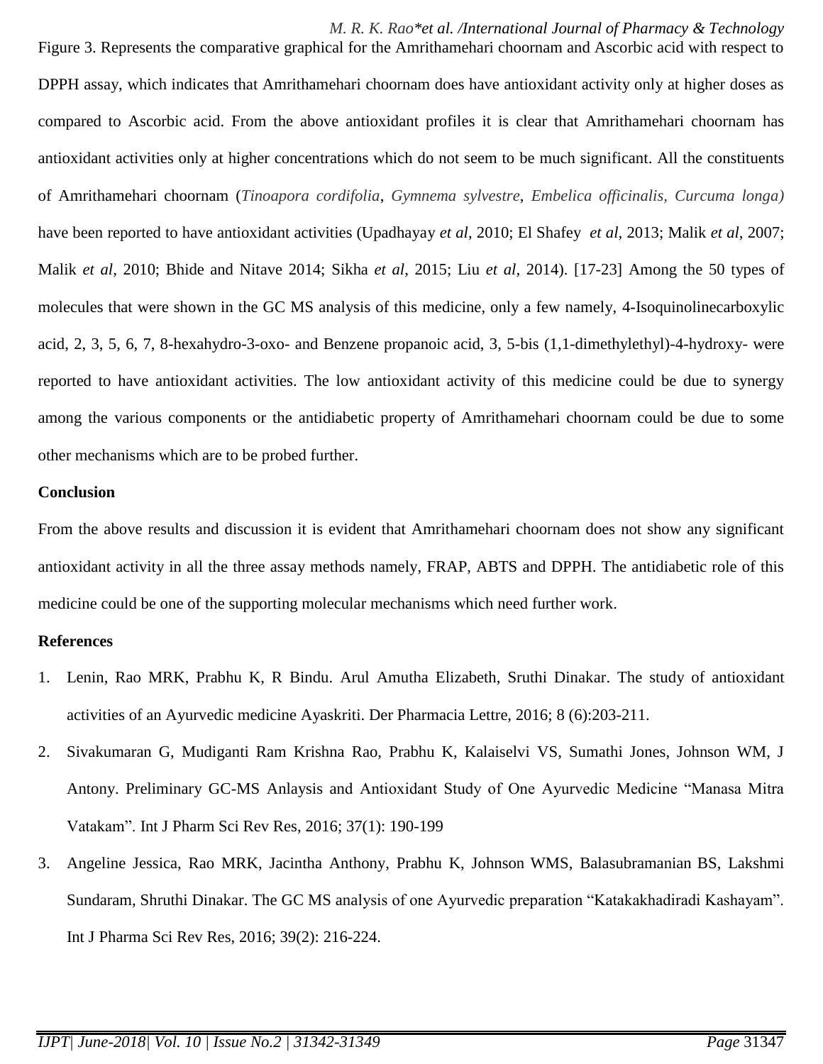Figure 3. Represents the comparative graphical for the Amrithamehari choornam and Ascorbic acid with respect to DPPH assay, which indicates that Amrithamehari choornam does have antioxidant activity only at higher doses as compared to Ascorbic acid. From the above antioxidant profiles it is clear that Amrithamehari choornam has antioxidant activities only at higher concentrations which do not seem to be much significant. All the constituents of Amrithamehari choornam (*Tinoapora cordifolia*, *Gymnema sylvestre*, *Embelica officinalis, Curcuma longa)* have been reported to have antioxidant activities (Upadhayay *et al*, 2010; El Shafey *et al*, 2013; Malik *et al*, 2007; Malik *et al*, 2010; Bhide and Nitave 2014; Sikha *et al*, 2015; Liu *et al*, 2014). [17-23] Among the 50 types of molecules that were shown in the GC MS analysis of this medicine, only a few namely, 4-Isoquinolinecarboxylic acid, 2, 3, 5, 6, 7, 8-hexahydro-3-oxo- and Benzene propanoic acid, 3, 5-bis (1,1-dimethylethyl)-4-hydroxy- were reported to have antioxidant activities. The low antioxidant activity of this medicine could be due to synergy among the various components or the antidiabetic property of Amrithamehari choornam could be due to some other mechanisms which are to be probed further.

## Conclusion

From the above results and discussion it is evident that Amrithamehari choornam does not show any significant antioxidant activity in all the three assay methods namely, FRAP, ABTS and DPPH. The antidiabetic role of this medicine could be one of the supporting molecular mechanisms which need further work.

## References

1. Lenin, Rao MRK, Prabhu K, R Bindu. Arul Amutha Elizabeth, Sruthi Dinakar. The study of antioxidant activities of an Ayurvedic medicine Ayaskriti. Der Pharmacia Lettre, 2016; 8 (6):203-211.
2. Sivakumaran G, Mudiganti Ram Krishna Rao, Prabhu K, Kalaiselvi VS, Sumathi Jones, Johnson WM, J Antony. Preliminary GC-MS Anlaysis and Antioxidant Study of One Ayurvedic Medicine "Manasa Mitra Vatakam". Int J Pharm Sci Rev Res, 2016; 37(1): 190-199
3. Angeline Jessica, Rao MRK, Jacintha Anthony, Prabhu K, Johnson WMS, Balasubramanian BS, Lakshmi Sundaram, Shruthi Dinakar. The GC MS analysis of one Ayurvedic preparation "Katakakhadiradi Kashayam". Int J Pharma Sci Rev Res, 2016; 39(2): 216-224.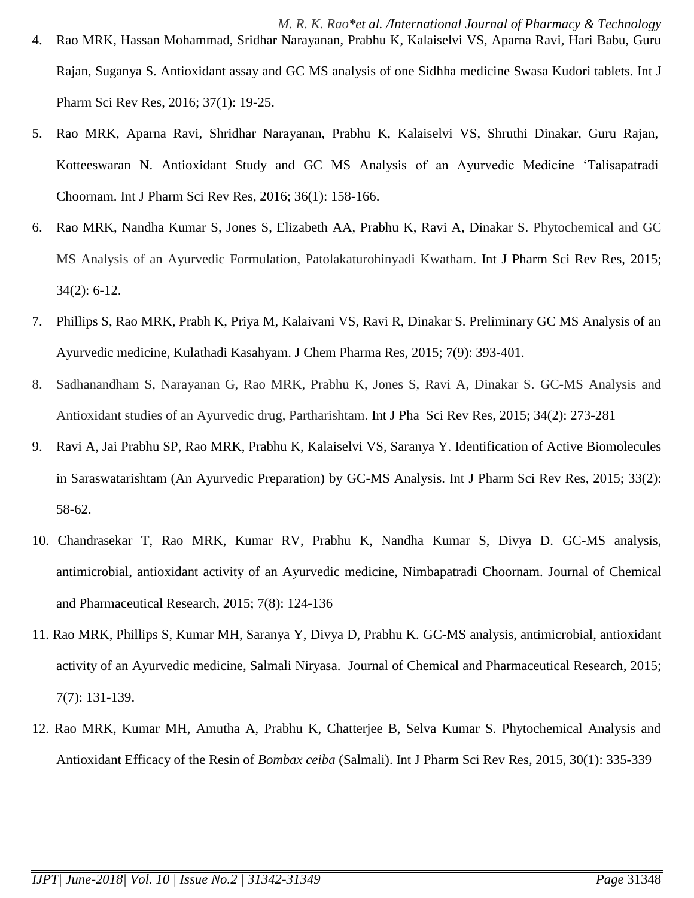4. Rao MRK, Hassan Mohammad, Sridhar Narayanan, Prabhu K, Kalaiselvi VS, Aparna Ravi, Hari Babu, Guru Rajan, Suganya S. Antioxidant assay and GC MS analysis of one Sidhha medicine Swasa Kudori tablets. Int J Pharm Sci Rev Res, 2016; 37(1): 19-25.

5. Rao MRK, Aparna Ravi, Shridhar Narayanan, Prabhu K, Kalaiselvi VS, Shruthi Dinakar, Guru Rajan, Kotteeswaran N. Antioxidant Study and GC MS Analysis of an Ayurvedic Medicine 'Talisapatradi Choornam. Int J Pharm Sci Rev Res, 2016; 36(1): 158-166.

6. Rao MRK, Nandha Kumar S, Jones S, Elizabeth AA, Prabhu K, Ravi A, Dinakar S. Phytochemical and GC MS Analysis of an Ayurvedic Formulation, Patolakaturohinyadi Kwatham. Int J Pharm Sci Rev Res, 2015; 34(2): 6-12.

7. Phillips S, Rao MRK, Prabh K, Priya M, Kalaivani VS, Ravi R, Dinakar S. Preliminary GC MS Analysis of an Ayurvedic medicine, Kulathadi Kasahyam. J Chem Pharma Res, 2015; 7(9): 393-401.

8. Sadhanandham S, Narayanan G, Rao MRK, Prabhu K, Jones S, Ravi A, Dinakar S. GC-MS Analysis and Antioxidant studies of an Ayurvedic drug, Partharishtam. Int J Pha Sci Rev Res, 2015; 34(2): 273-281

9. Ravi A, Jai Prabhu SP, Rao MRK, Prabhu K, Kalaiselvi VS, Saranya Y. Identification of Active Biomolecules in Saraswatarishtam (An Ayurvedic Preparation) by GC-MS Analysis. Int J Pharm Sci Rev Res, 2015; 33(2): 58-62.

10. Chandrasekar T, Rao MRK, Kumar RV, Prabhu K, Nandha Kumar S, Divya D. GC-MS analysis, antimicrobial, antioxidant activity of an Ayurvedic medicine, Nimbapatradi Choornam. Journal of Chemical and Pharmaceutical Research, 2015; 7(8): 124-136

11. Rao MRK, Phillips S, Kumar MH, Saranya Y, Divya D, Prabhu K. GC-MS analysis, antimicrobial, antioxidant activity of an Ayurvedic medicine, Salmali Niryasa. Journal of Chemical and Pharmaceutical Research, 2015; 7(7): 131-139.

12. Rao MRK, Kumar MH, Amutha A, Prabhu K, Chatterjee B, Selva Kumar S. Phytochemical Analysis and Antioxidant Efficacy of the Resin of *Bombax ceiba* (Salmali). Int J Pharm Sci Rev Res, 2015, 30(1): 335-339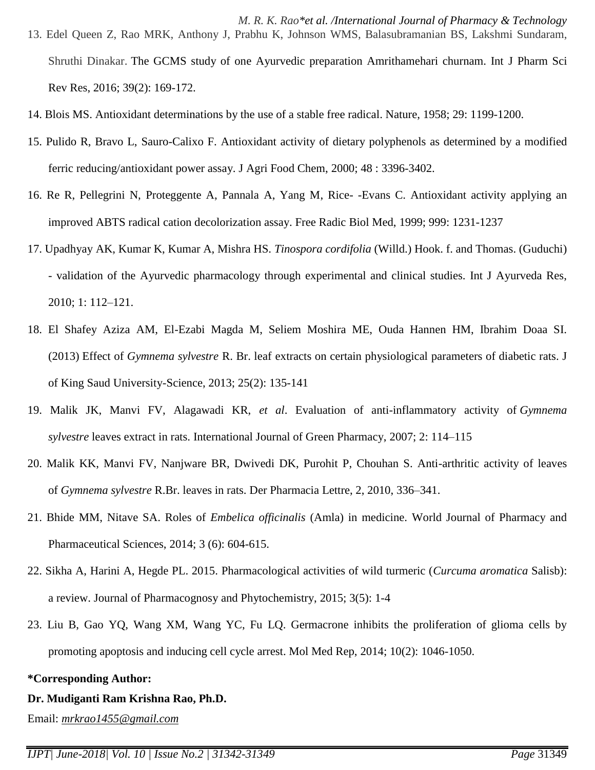13. Edel Queen Z, Rao MRK, Anthony J, Prabhu K, Johnson WMS, Balasubramanian BS, Lakshmi Sundaram, Shruthi Dinakar. The GCMS study of one Ayurvedic preparation Amrithamehari churnam. Int J Pharm Sci Rev Res, 2016; 39(2): 169-172.
14. Blois MS. Antioxidant determinations by the use of a stable free radical. Nature, 1958; 29: 1199-1200.
15. Pulido R, Bravo L, Sauro-Calixo F. Antioxidant activity of dietary polyphenols as determined by a modified ferric reducing/antioxidant power assay. J Agri Food Chem, 2000; 48 : 3396-3402.
16. Re R, Pellegrini N, Proteggente A, Pannala A, Yang M, Rice- -Evans C. Antioxidant activity applying an improved ABTS radical cation decolorization assay. Free Radic Biol Med, 1999; 999: 1231-1237
17. Upadhyay AK, Kumar K, Kumar A, Mishra HS. *Tinospora cordifolia* (Willd.) Hook. f. and Thomas. (Guduchi) - validation of the Ayurvedic pharmacology through experimental and clinical studies. Int J Ayurveda Res, 2010; 1: 112–121.
18. El Shafey Aziza AM, El-Ezabi Magda M, Seliem Moshira ME, Ouda Hannen HM, Ibrahim Doaa SI. (2013) Effect of *Gymnema sylvestre* R. Br. leaf extracts on certain physiological parameters of diabetic rats. J of King Saud University-Science, 2013; 25(2): 135-141
19. Malik JK, Manvi FV, Alagawadi KR, *et al*. Evaluation of anti-inflammatory activity of *Gymnema sylvestre* leaves extract in rats. International Journal of Green Pharmacy, 2007; 2: 114–115
20. Malik KK, Manvi FV, Nanjware BR, Dwivedi DK, Purohit P, Chouhan S. Anti-arthritic activity of leaves of *Gymnema sylvestre* R.Br. leaves in rats. Der Pharmacia Lettre, 2, 2010, 336–341.
21. Bhide MM, Nitave SA. Roles of *Embelica officinalis* (Amla) in medicine. World Journal of Pharmacy and Pharmaceutical Sciences, 2014; 3 (6): 604-615.
22. Sikha A, Harini A, Hegde PL. 2015. Pharmacological activities of wild turmeric (*Curcuma aromatica* Salisb): a review. Journal of Pharmacognosy and Phytochemistry, 2015; 3(5): 1-4
23. Liu B, Gao YQ, Wang XM, Wang YC, Fu LQ. Germacrone inhibits the proliferation of glioma cells by promoting apoptosis and inducing cell cycle arrest. Mol Med Rep, 2014; 10(2): 1046-1050.

**\*Corresponding Author:**

**Dr. Mudiganti Ram Krishna Rao, Ph.D.**

Email: *mrkrao1455@gmail.com*